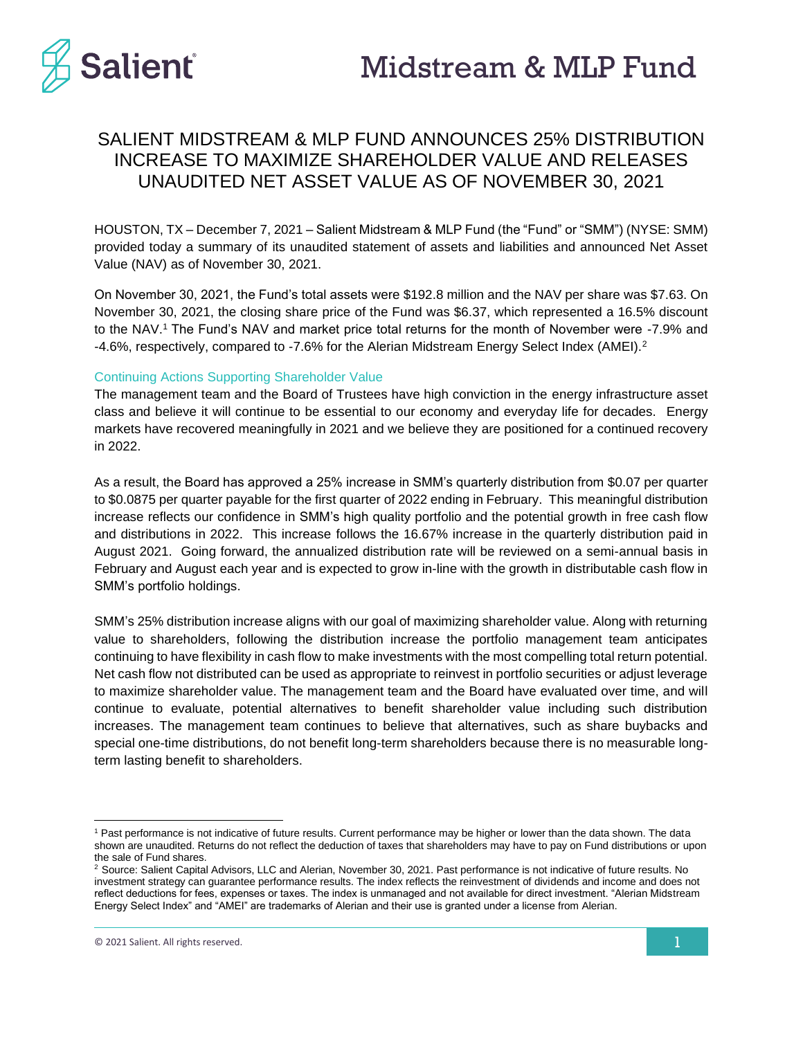# Salient Midstream & MLP Fund

## SALIENT MIDSTREAM & MLP FUND ANNOUNCES 25% DISTRIBUTION INCREASE TO MAXIMIZE SHAREHOLDER VALUE AND RELEASES UNAUDITED NET ASSET VALUE AS OF NOVEMBER 30, 2021

HOUSTON, TX – December 7, 2021 – Salient Midstream & MLP Fund (the "Fund" or "SMM") (NYSE: SMM) provided today a summary of its unaudited statement of assets and liabilities and announced Net Asset Value (NAV) as of November 30, 2021.

On November 30, 2021, the Fund's total assets were $192.8 million and the NAV per share was $7.63. On November 30, 2021, the closing share price of the Fund was $6.37, which represented a 16.5% discount to the NAV.[1] The Fund's NAV and market price total returns for the month of November were -7.9% and -4.6%, respectively, compared to -7.6% for the Alerian Midstream Energy Select Index (AMEI).[2]

### Continuing Actions Supporting Shareholder Value

The management team and the Board of Trustees have high conviction in the energy infrastructure asset class and believe it will continue to be essential to our economy and everyday life for decades. Energy markets have recovered meaningfully in 2021 and we believe they are positioned for a continued recovery in 2022.

As a result, the Board has approved a 25% increase in SMM's quarterly distribution from $0.07 per quarter to $0.0875 per quarter payable for the first quarter of 2022 ending in February. This meaningful distribution increase reflects our confidence in SMM's high quality portfolio and the potential growth in free cash flow and distributions in 2022. This increase follows the 16.67% increase in the quarterly distribution paid in August 2021. Going forward, the annualized distribution rate will be reviewed on a semi-annual basis in February and August each year and is expected to grow in-line with the growth in distributable cash flow in SMM's portfolio holdings.

SMM's 25% distribution increase aligns with our goal of maximizing shareholder value. Along with returning value to shareholders, following the distribution increase the portfolio management team anticipates continuing to have flexibility in cash flow to make investments with the most compelling total return potential. Net cash flow not distributed can be used as appropriate to reinvest in portfolio securities or adjust leverage to maximize shareholder value. The management team and the Board have evaluated over time, and will continue to evaluate, potential alternatives to benefit shareholder value including such distribution increases. The management team continues to believe that alternatives, such as share buybacks and special one-time distributions, do not benefit long-term shareholders because there is no measurable long-term lasting benefit to shareholders.

---

[1] Past performance is not indicative of future results. Current performance may be higher or lower than the data shown. The data shown are unaudited. Returns do not reflect the deduction of taxes that shareholders may have to pay on Fund distributions or upon the sale of Fund shares.

[2] Source: Salient Capital Advisors, LLC and Alerian, November 30, 2021. Past performance is not indicative of future results. No investment strategy can guarantee performance results. The index reflects the reinvestment of dividends and income and does not reflect deductions for fees, expenses or taxes. The index is unmanaged and not available for direct investment. "Alerian Midstream Energy Select Index" and "AMEI" are trademarks of Alerian and their use is granted under a license from Alerian.

© 2021 Salient. All rights reserved.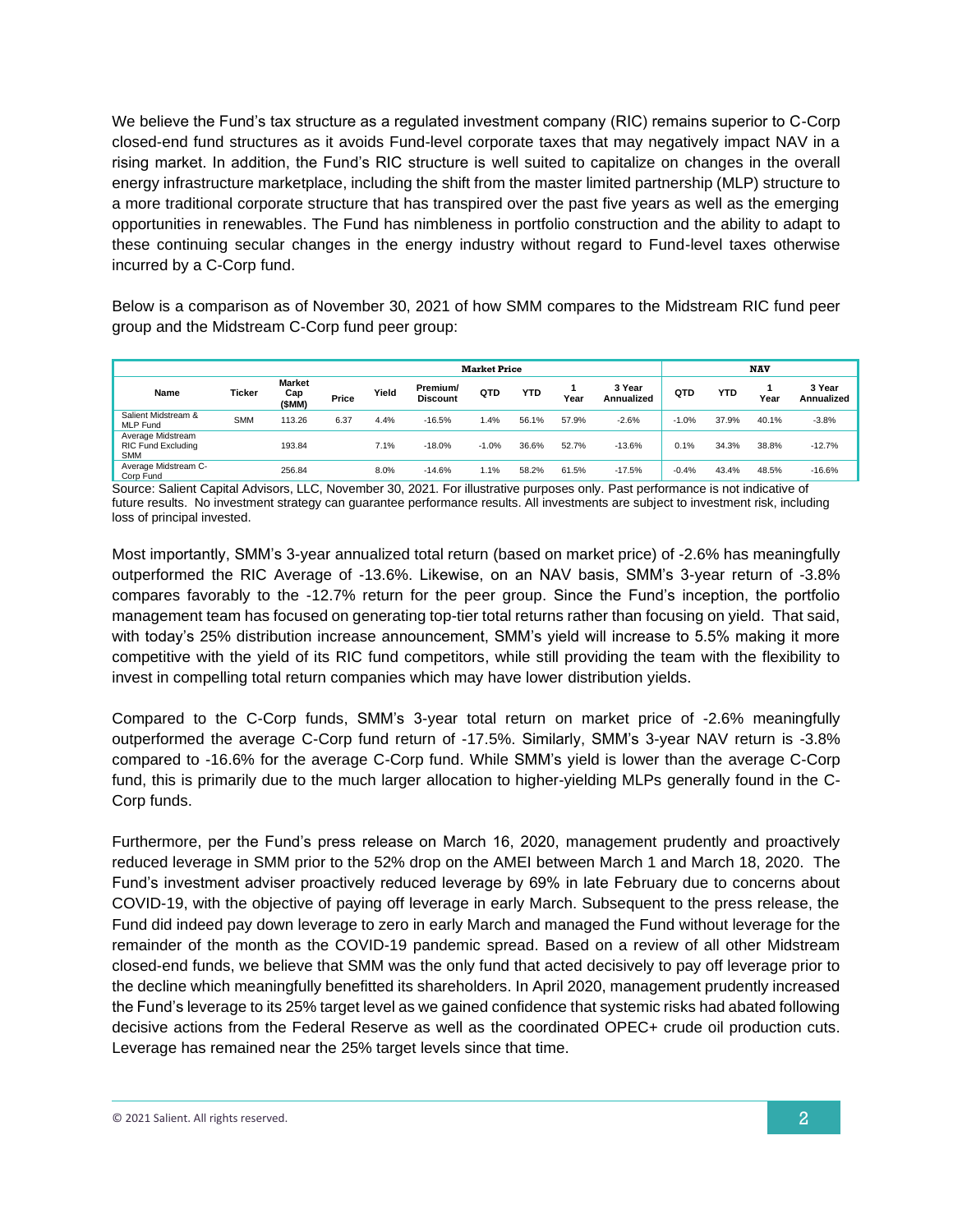We believe the Fund's tax structure as a regulated investment company (RIC) remains superior to C-Corp closed-end fund structures as it avoids Fund-level corporate taxes that may negatively impact NAV in a rising market. In addition, the Fund's RIC structure is well suited to capitalize on changes in the overall energy infrastructure marketplace, including the shift from the master limited partnership (MLP) structure to a more traditional corporate structure that has transpired over the past five years as well as the emerging opportunities in renewables. The Fund has nimbleness in portfolio construction and the ability to adapt to these continuing secular changes in the energy industry without regard to Fund-level taxes otherwise incurred by a C-Corp fund.

Below is a comparison as of November 30, 2021 of how SMM compares to the Midstream RIC fund peer group and the Midstream C-Corp fund peer group:

| | | Market Price | | | | | | | | NAV | | | |
|---|---|---|---|---|---|---|---|---|---|---|---|---|---|
| Name | Ticker | Market Cap ($MM) | Price | Yield | Premium/ Discount | QTD | YTD | 1 Year | 3 Year Annualized | QTD | YTD | 1 Year | 3 Year Annualized |
| Salient Midstream & MLP Fund | SMM | 113.26 | 6.37 | 4.4% | -16.5% | 1.4% | 56.1% | 57.9% | -2.6% | -1.0% | 37.9% | 40.1% | -3.8% |
| Average Midstream RIC Fund Excluding SMM | | 193.84 | | 7.1% | -18.0% | -1.0% | 36.6% | 52.7% | -13.6% | 0.1% | 34.3% | 38.8% | -12.7% |
| Average Midstream C-Corp Fund | | 256.84 | | 8.0% | -14.6% | 1.1% | 58.2% | 61.5% | -17.5% | -0.4% | 43.4% | 48.5% | -16.6% |

Source: Salient Capital Advisors, LLC, November 30, 2021. For illustrative purposes only. Past performance is not indicative of future results. No investment strategy can guarantee performance results. All investments are subject to investment risk, including loss of principal invested.

Most importantly, SMM's 3-year annualized total return (based on market price) of -2.6% has meaningfully outperformed the RIC Average of -13.6%. Likewise, on an NAV basis, SMM's 3-year return of -3.8% compares favorably to the -12.7% return for the peer group. Since the Fund's inception, the portfolio management team has focused on generating top-tier total returns rather than focusing on yield. That said, with today's 25% distribution increase announcement, SMM's yield will increase to 5.5% making it more competitive with the yield of its RIC fund competitors, while still providing the team with the flexibility to invest in compelling total return companies which may have lower distribution yields.

Compared to the C-Corp funds, SMM's 3-year total return on market price of -2.6% meaningfully outperformed the average C-Corp fund return of -17.5%. Similarly, SMM's 3-year NAV return is -3.8% compared to -16.6% for the average C-Corp fund. While SMM's yield is lower than the average C-Corp fund, this is primarily due to the much larger allocation to higher-yielding MLPs generally found in the C-Corp funds.

Furthermore, per the Fund's press release on March 16, 2020, management prudently and proactively reduced leverage in SMM prior to the 52% drop on the AMEI between March 1 and March 18, 2020. The Fund's investment adviser proactively reduced leverage by 69% in late February due to concerns about COVID-19, with the objective of paying off leverage in early March. Subsequent to the press release, the Fund did indeed pay down leverage to zero in early March and managed the Fund without leverage for the remainder of the month as the COVID-19 pandemic spread. Based on a review of all other Midstream closed-end funds, we believe that SMM was the only fund that acted decisively to pay off leverage prior to the decline which meaningfully benefitted its shareholders. In April 2020, management prudently increased the Fund's leverage to its 25% target level as we gained confidence that systemic risks had abated following decisive actions from the Federal Reserve as well as the coordinated OPEC+ crude oil production cuts. Leverage has remained near the 25% target levels since that time.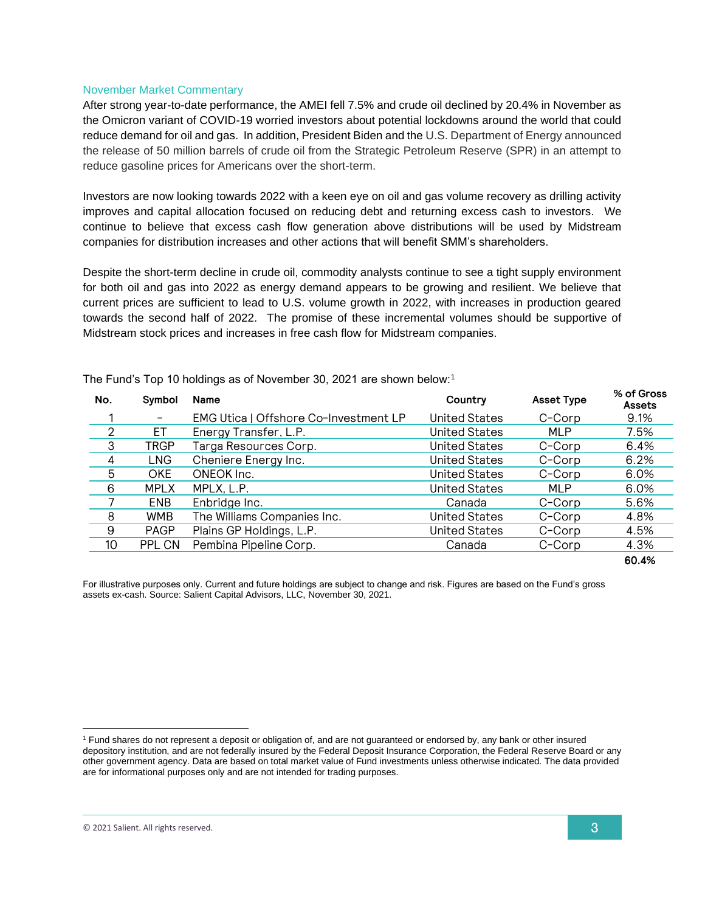## November Market Commentary

After strong year-to-date performance, the AMEI fell 7.5% and crude oil declined by 20.4% in November as the Omicron variant of COVID-19 worried investors about potential lockdowns around the world that could reduce demand for oil and gas. In addition, President Biden and the U.S. Department of Energy announced the release of 50 million barrels of crude oil from the Strategic Petroleum Reserve (SPR) in an attempt to reduce gasoline prices for Americans over the short-term.

Investors are now looking towards 2022 with a keen eye on oil and gas volume recovery as drilling activity improves and capital allocation focused on reducing debt and returning excess cash to investors. We continue to believe that excess cash flow generation above distributions will be used by Midstream companies for distribution increases and other actions that will benefit SMM's shareholders.

Despite the short-term decline in crude oil, commodity analysts continue to see a tight supply environment for both oil and gas into 2022 as energy demand appears to be growing and resilient. We believe that current prices are sufficient to lead to U.S. volume growth in 2022, with increases in production geared towards the second half of 2022. The promise of these incremental volumes should be supportive of Midstream stock prices and increases in free cash flow for Midstream companies.

The Fund's Top 10 holdings as of November 30, 2021 are shown below:[1]

| No. | Symbol | Name | Country | Asset Type | % of Gross Assets |
|---|---|---|---|---|---|
| 1 | – | EMG Utica \| Offshore Co-Investment LP | United States | C-Corp | 9.1% |
| 2 | ET | Energy Transfer, L.P. | United States | MLP | 7.5% |
| 3 | TRGP | Targa Resources Corp. | United States | C-Corp | 6.4% |
| 4 | LNG | Cheniere Energy Inc. | United States | C-Corp | 6.2% |
| 5 | OKE | ONEOK Inc. | United States | C-Corp | 6.0% |
| 6 | MPLX | MPLX, L.P. | United States | MLP | 6.0% |
| 7 | ENB | Enbridge Inc. | Canada | C-Corp | 5.6% |
| 8 | WMB | The Williams Companies Inc. | United States | C-Corp | 4.8% |
| 9 | PAGP | Plains GP Holdings, L.P. | United States | C-Corp | 4.5% |
| 10 | PPL CN | Pembina Pipeline Corp. | Canada | C-Corp | 4.3% |
| | | | | | **60.4%** |

For illustrative purposes only. Current and future holdings are subject to change and risk. Figures are based on the Fund's gross assets ex-cash. Source: Salient Capital Advisors, LLC, November 30, 2021.

[1] Fund shares do not represent a deposit or obligation of, and are not guaranteed or endorsed by, any bank or other insured depository institution, and are not federally insured by the Federal Deposit Insurance Corporation, the Federal Reserve Board or any other government agency. Data are based on total market value of Fund investments unless otherwise indicated. The data provided are for informational purposes only and are not intended for trading purposes.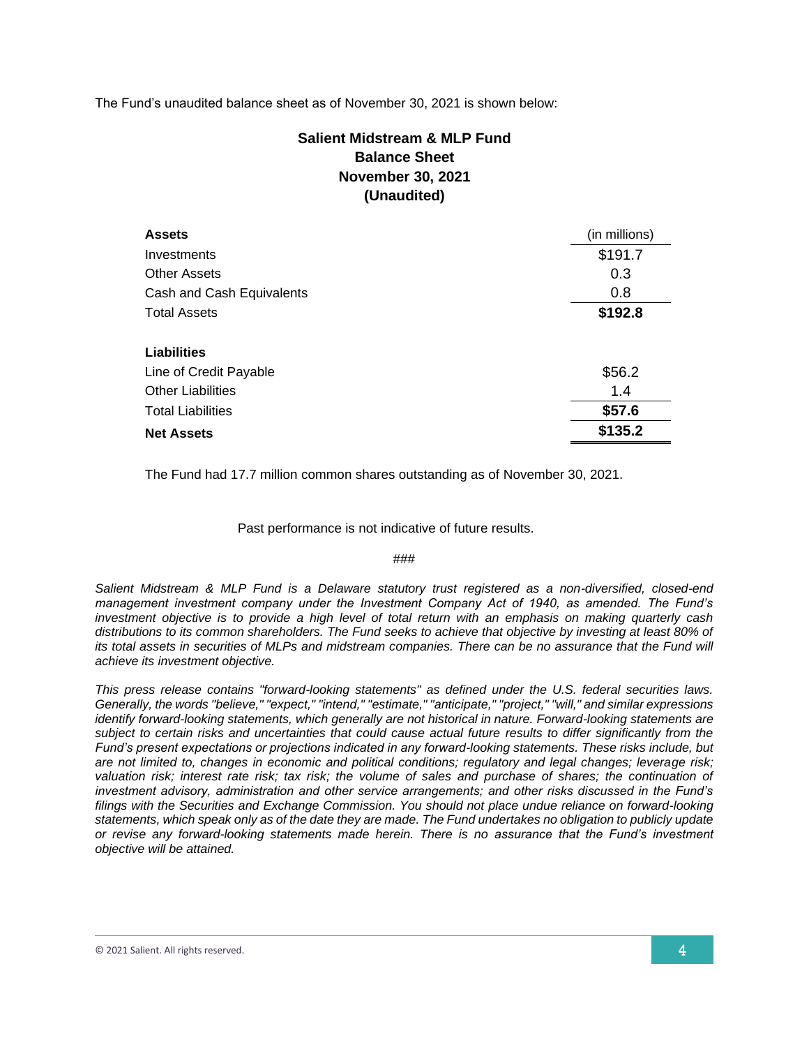The Fund's unaudited balance sheet as of November 30, 2021 is shown below:

## Salient Midstream & MLP Fund
## Balance Sheet
## November 30, 2021
## (Unaudited)

| **Assets** | (in millions) |
|---|---|
| Investments | $191.7 |
| Other Assets | 0.3 |
| Cash and Cash Equivalents | 0.8 |
| Total Assets | **$192.8** |
| | |
| **Liabilities** | |
| Line of Credit Payable | $56.2 |
| Other Liabilities | 1.4 |
| Total Liabilities | **$57.6** |
| **Net Assets** | **$135.2** |

The Fund had 17.7 million common shares outstanding as of November 30, 2021.

Past performance is not indicative of future results.

###

*Salient Midstream & MLP Fund is a Delaware statutory trust registered as a non-diversified, closed-end management investment company under the Investment Company Act of 1940, as amended. The Fund's investment objective is to provide a high level of total return with an emphasis on making quarterly cash distributions to its common shareholders. The Fund seeks to achieve that objective by investing at least 80% of its total assets in securities of MLPs and midstream companies. There can be no assurance that the Fund will achieve its investment objective.*

*This press release contains "forward-looking statements" as defined under the U.S. federal securities laws. Generally, the words "believe," "expect," "intend," "estimate," "anticipate," "project," "will," and similar expressions identify forward-looking statements, which generally are not historical in nature. Forward-looking statements are subject to certain risks and uncertainties that could cause actual future results to differ significantly from the Fund's present expectations or projections indicated in any forward-looking statements. These risks include, but are not limited to, changes in economic and political conditions; regulatory and legal changes; leverage risk; valuation risk; interest rate risk; tax risk; the volume of sales and purchase of shares; the continuation of investment advisory, administration and other service arrangements; and other risks discussed in the Fund's filings with the Securities and Exchange Commission. You should not place undue reliance on forward-looking statements, which speak only as of the date they are made. The Fund undertakes no obligation to publicly update or revise any forward-looking statements made herein. There is no assurance that the Fund's investment objective will be attained.*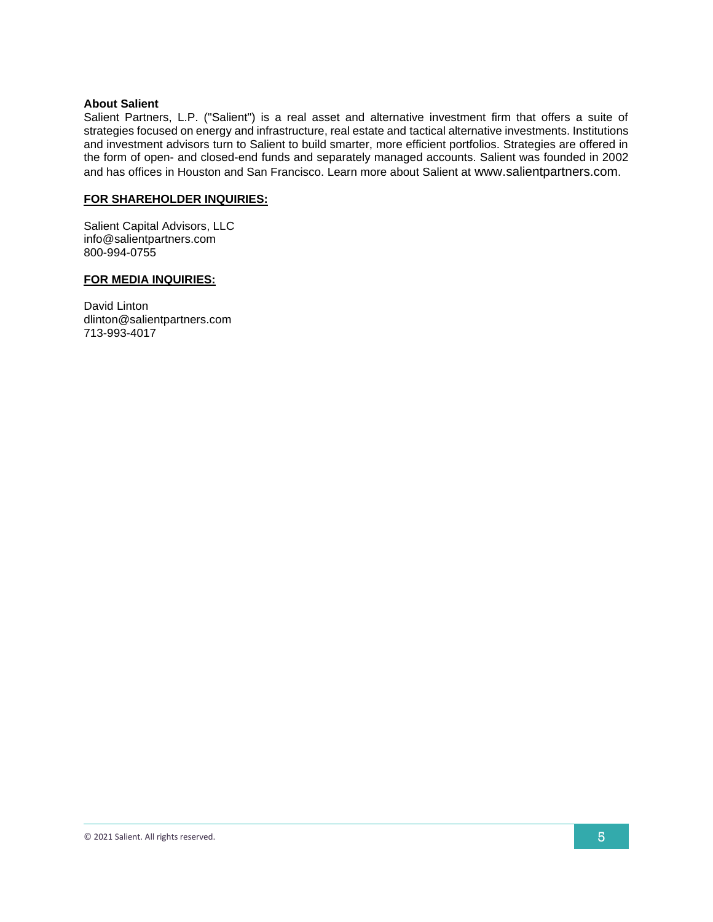**About Salient**

Salient Partners, L.P. ("Salient") is a real asset and alternative investment firm that offers a suite of strategies focused on energy and infrastructure, real estate and tactical alternative investments. Institutions and investment advisors turn to Salient to build smarter, more efficient portfolios. Strategies are offered in the form of open- and closed-end funds and separately managed accounts. Salient was founded in 2002 and has offices in Houston and San Francisco. Learn more about Salient at www.salientpartners.com.

**FOR SHAREHOLDER INQUIRIES:**

Salient Capital Advisors, LLC
info@salientpartners.com
800-994-0755

**FOR MEDIA INQUIRIES:**

David Linton
dlinton@salientpartners.com
713-993-4017

© 2021 Salient. All rights reserved.